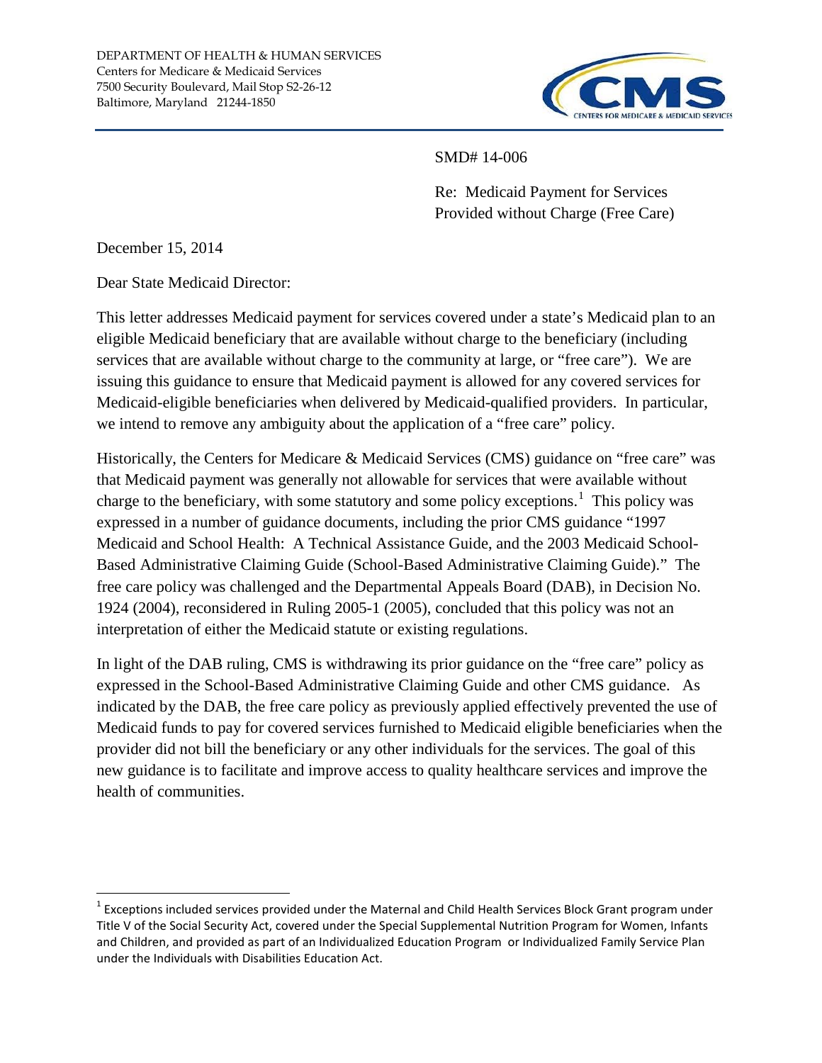DEPARTMENT OF HEALTH & HUMAN SERVICES
Centers for Medicare & Medicaid Services
7500 Security Boulevard, Mail Stop S2-26-12
Baltimore, Maryland 21244-1850

CMS
CENTERS FOR MEDICARE & MEDICAID SERVICES

SMD# 14-006

Re: Medicaid Payment for Services Provided without Charge (Free Care)

December 15, 2014

Dear State Medicaid Director:

This letter addresses Medicaid payment for services covered under a state's Medicaid plan to an eligible Medicaid beneficiary that are available without charge to the beneficiary (including services that are available without charge to the community at large, or "free care"). We are issuing this guidance to ensure that Medicaid payment is allowed for any covered services for Medicaid-eligible beneficiaries when delivered by Medicaid-qualified providers. In particular, we intend to remove any ambiguity about the application of a "free care" policy.

Historically, the Centers for Medicare & Medicaid Services (CMS) guidance on "free care" was that Medicaid payment was generally not allowable for services that were available without charge to the beneficiary, with some statutory and some policy exceptions.[1] This policy was expressed in a number of guidance documents, including the prior CMS guidance "1997 Medicaid and School Health: A Technical Assistance Guide, and the 2003 Medicaid School-Based Administrative Claiming Guide (School-Based Administrative Claiming Guide)." The free care policy was challenged and the Departmental Appeals Board (DAB), in Decision No. 1924 (2004), reconsidered in Ruling 2005-1 (2005), concluded that this policy was not an interpretation of either the Medicaid statute or existing regulations.

In light of the DAB ruling, CMS is withdrawing its prior guidance on the "free care" policy as expressed in the School-Based Administrative Claiming Guide and other CMS guidance. As indicated by the DAB, the free care policy as previously applied effectively prevented the use of Medicaid funds to pay for covered services furnished to Medicaid eligible beneficiaries when the provider did not bill the beneficiary or any other individuals for the services. The goal of this new guidance is to facilitate and improve access to quality healthcare services and improve the health of communities.

---

[1] Exceptions included services provided under the Maternal and Child Health Services Block Grant program under Title V of the Social Security Act, covered under the Special Supplemental Nutrition Program for Women, Infants and Children, and provided as part of an Individualized Education Program or Individualized Family Service Plan under the Individuals with Disabilities Education Act.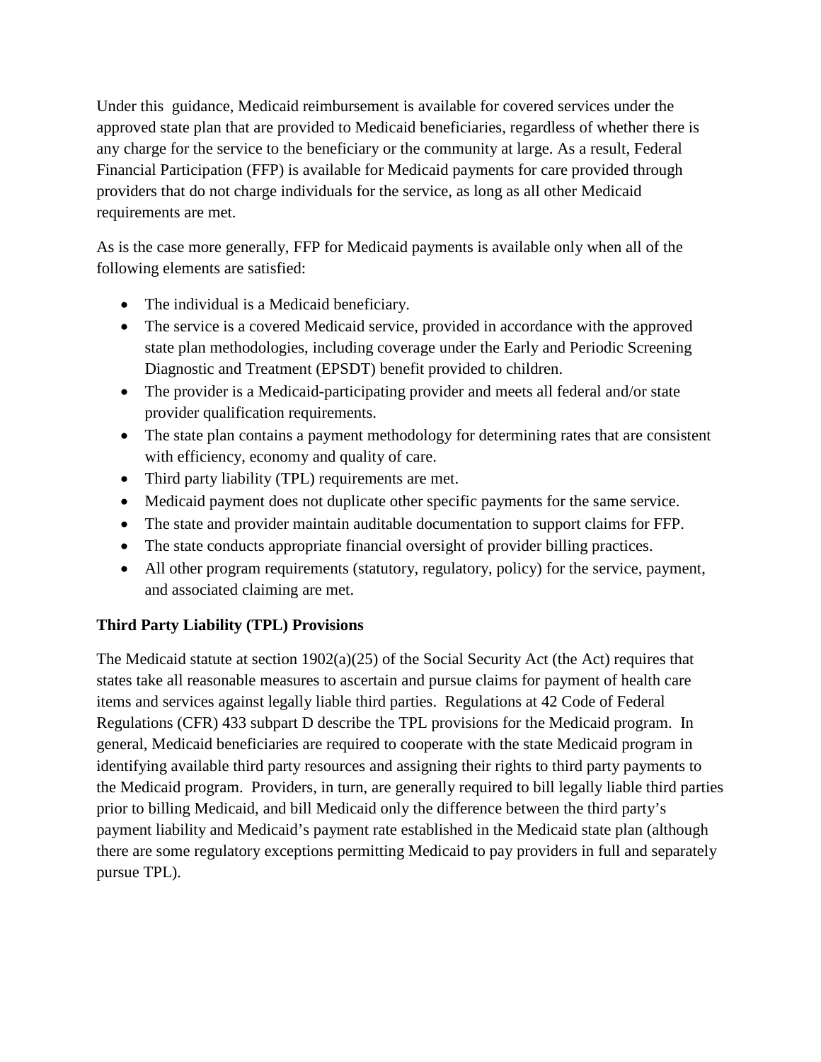Under this guidance, Medicaid reimbursement is available for covered services under the approved state plan that are provided to Medicaid beneficiaries, regardless of whether there is any charge for the service to the beneficiary or the community at large. As a result, Federal Financial Participation (FFP) is available for Medicaid payments for care provided through providers that do not charge individuals for the service, as long as all other Medicaid requirements are met.

As is the case more generally, FFP for Medicaid payments is available only when all of the following elements are satisfied:

- The individual is a Medicaid beneficiary.
- The service is a covered Medicaid service, provided in accordance with the approved state plan methodologies, including coverage under the Early and Periodic Screening Diagnostic and Treatment (EPSDT) benefit provided to children.
- The provider is a Medicaid-participating provider and meets all federal and/or state provider qualification requirements.
- The state plan contains a payment methodology for determining rates that are consistent with efficiency, economy and quality of care.
- Third party liability (TPL) requirements are met.
- Medicaid payment does not duplicate other specific payments for the same service.
- The state and provider maintain auditable documentation to support claims for FFP.
- The state conducts appropriate financial oversight of provider billing practices.
- All other program requirements (statutory, regulatory, policy) for the service, payment, and associated claiming are met.

**Third Party Liability (TPL) Provisions**

The Medicaid statute at section 1902(a)(25) of the Social Security Act (the Act) requires that states take all reasonable measures to ascertain and pursue claims for payment of health care items and services against legally liable third parties. Regulations at 42 Code of Federal Regulations (CFR) 433 subpart D describe the TPL provisions for the Medicaid program. In general, Medicaid beneficiaries are required to cooperate with the state Medicaid program in identifying available third party resources and assigning their rights to third party payments to the Medicaid program. Providers, in turn, are generally required to bill legally liable third parties prior to billing Medicaid, and bill Medicaid only the difference between the third party's payment liability and Medicaid's payment rate established in the Medicaid state plan (although there are some regulatory exceptions permitting Medicaid to pay providers in full and separately pursue TPL).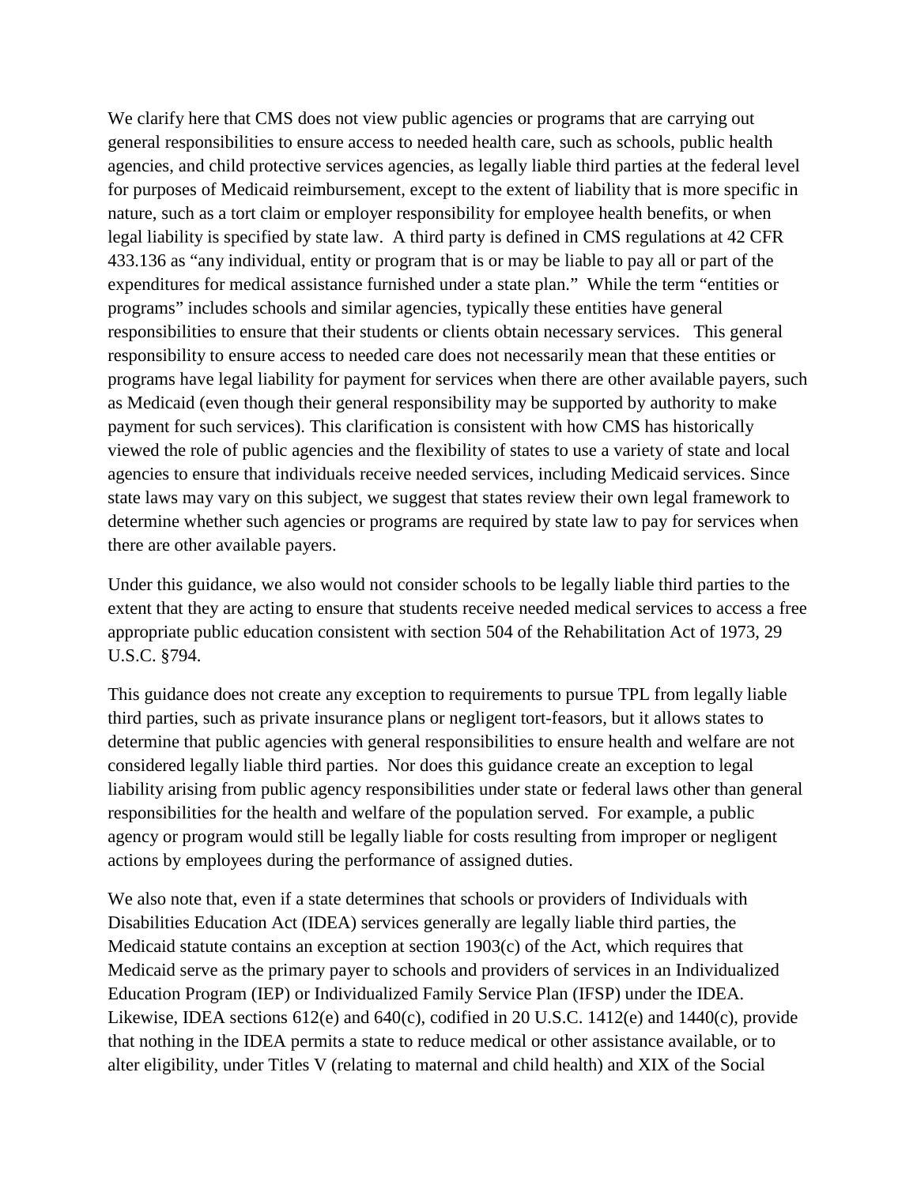We clarify here that CMS does not view public agencies or programs that are carrying out general responsibilities to ensure access to needed health care, such as schools, public health agencies, and child protective services agencies, as legally liable third parties at the federal level for purposes of Medicaid reimbursement, except to the extent of liability that is more specific in nature, such as a tort claim or employer responsibility for employee health benefits, or when legal liability is specified by state law. A third party is defined in CMS regulations at 42 CFR 433.136 as "any individual, entity or program that is or may be liable to pay all or part of the expenditures for medical assistance furnished under a state plan." While the term "entities or programs" includes schools and similar agencies, typically these entities have general responsibilities to ensure that their students or clients obtain necessary services. This general responsibility to ensure access to needed care does not necessarily mean that these entities or programs have legal liability for payment for services when there are other available payers, such as Medicaid (even though their general responsibility may be supported by authority to make payment for such services). This clarification is consistent with how CMS has historically viewed the role of public agencies and the flexibility of states to use a variety of state and local agencies to ensure that individuals receive needed services, including Medicaid services. Since state laws may vary on this subject, we suggest that states review their own legal framework to determine whether such agencies or programs are required by state law to pay for services when there are other available payers.

Under this guidance, we also would not consider schools to be legally liable third parties to the extent that they are acting to ensure that students receive needed medical services to access a free appropriate public education consistent with section 504 of the Rehabilitation Act of 1973, 29 U.S.C. §794.

This guidance does not create any exception to requirements to pursue TPL from legally liable third parties, such as private insurance plans or negligent tort-feasors, but it allows states to determine that public agencies with general responsibilities to ensure health and welfare are not considered legally liable third parties. Nor does this guidance create an exception to legal liability arising from public agency responsibilities under state or federal laws other than general responsibilities for the health and welfare of the population served. For example, a public agency or program would still be legally liable for costs resulting from improper or negligent actions by employees during the performance of assigned duties.

We also note that, even if a state determines that schools or providers of Individuals with Disabilities Education Act (IDEA) services generally are legally liable third parties, the Medicaid statute contains an exception at section 1903(c) of the Act, which requires that Medicaid serve as the primary payer to schools and providers of services in an Individualized Education Program (IEP) or Individualized Family Service Plan (IFSP) under the IDEA. Likewise, IDEA sections 612(e) and 640(c), codified in 20 U.S.C. 1412(e) and 1440(c), provide that nothing in the IDEA permits a state to reduce medical or other assistance available, or to alter eligibility, under Titles V (relating to maternal and child health) and XIX of the Social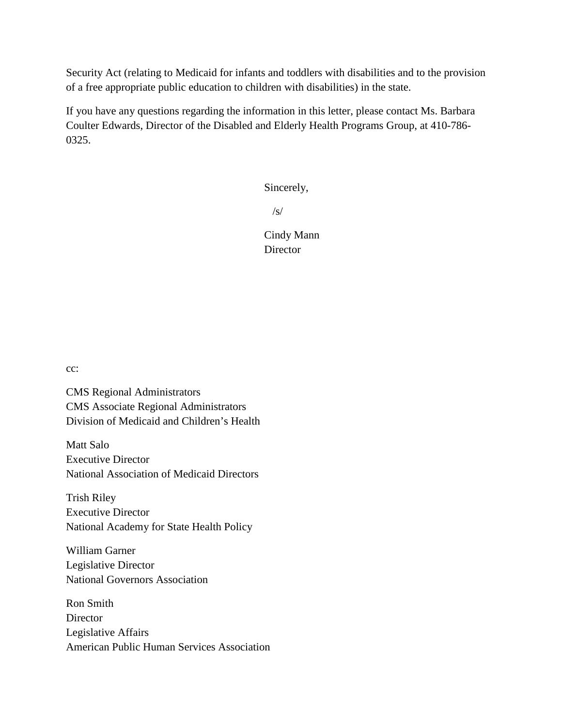Security Act (relating to Medicaid for infants and toddlers with disabilities and to the provision of a free appropriate public education to children with disabilities) in the state.

If you have any questions regarding the information in this letter, please contact Ms. Barbara Coulter Edwards, Director of the Disabled and Elderly Health Programs Group, at 410-786-0325.

Sincerely,

/s/

Cindy Mann
Director

cc:

CMS Regional Administrators
CMS Associate Regional Administrators
Division of Medicaid and Children's Health

Matt Salo
Executive Director
National Association of Medicaid Directors

Trish Riley
Executive Director
National Academy for State Health Policy

William Garner
Legislative Director
National Governors Association

Ron Smith
Director
Legislative Affairs
American Public Human Services Association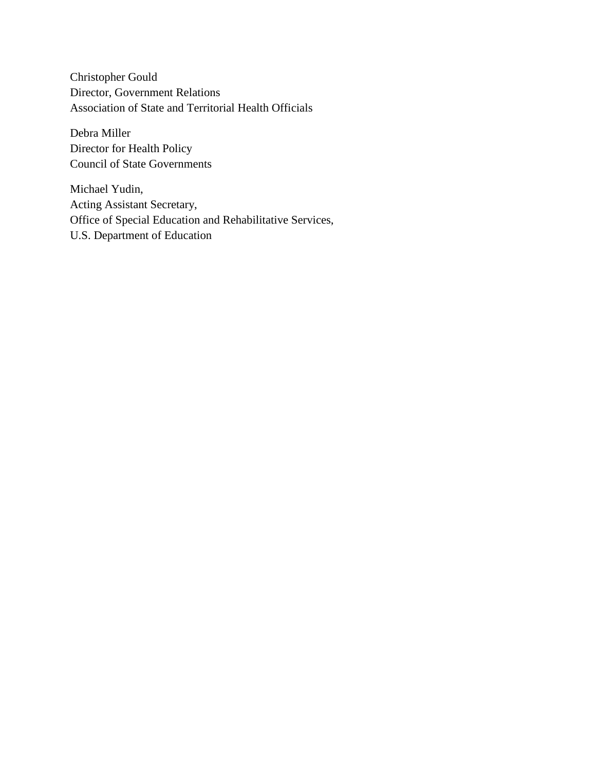Christopher Gould
Director, Government Relations
Association of State and Territorial Health Officials

Debra Miller
Director for Health Policy
Council of State Governments

Michael Yudin,
Acting Assistant Secretary,
Office of Special Education and Rehabilitative Services,
U.S. Department of Education